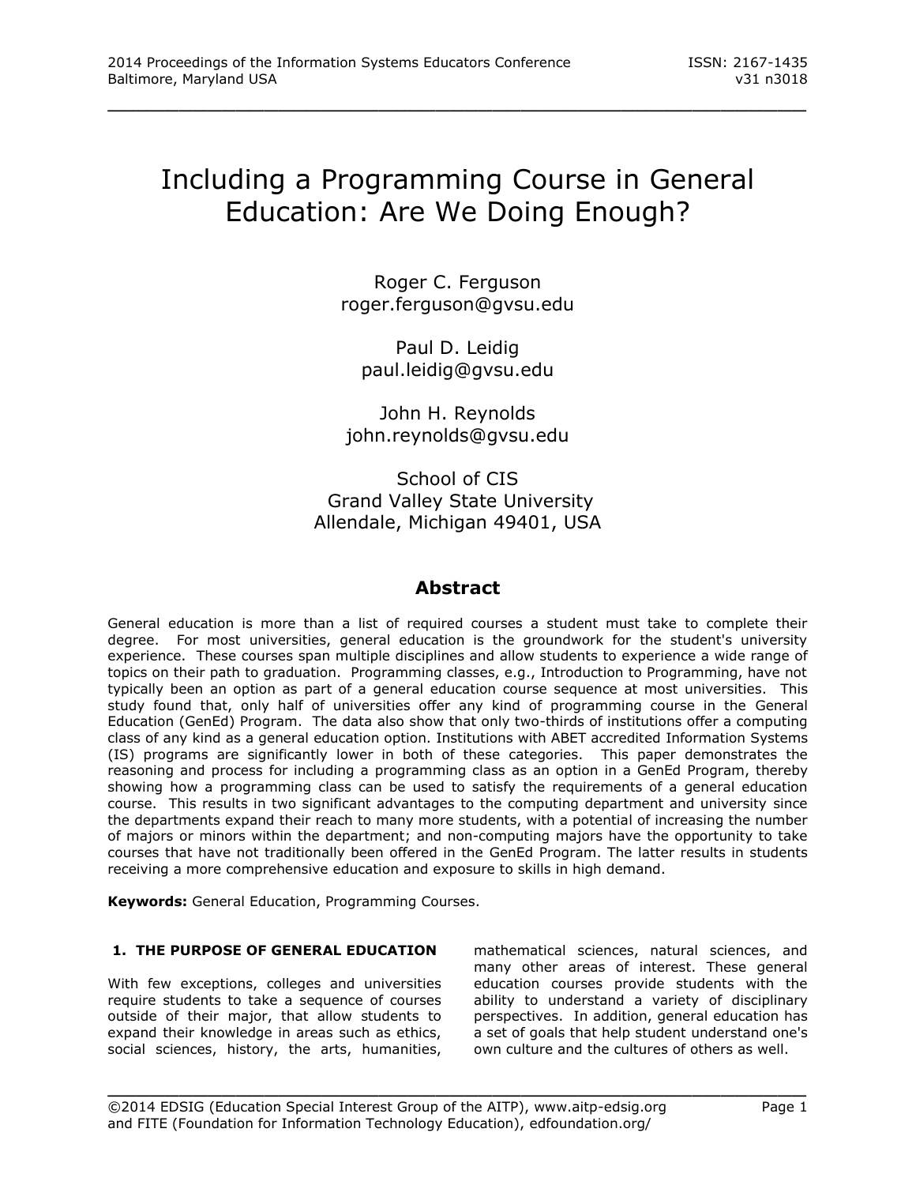# Including a Programming Course in General Education: Are We Doing Enough?

Roger C. Ferguson
roger.ferguson@gvsu.edu

Paul D. Leidig
paul.leidig@gvsu.edu

John H. Reynolds
john.reynolds@gvsu.edu

School of CIS
Grand Valley State University
Allendale, Michigan 49401, USA

## Abstract

General education is more than a list of required courses a student must take to complete their degree. For most universities, general education is the groundwork for the student's university experience. These courses span multiple disciplines and allow students to experience a wide range of topics on their path to graduation. Programming classes, e.g., Introduction to Programming, have not typically been an option as part of a general education course sequence at most universities. This study found that, only half of universities offer any kind of programming course in the General Education (GenEd) Program. The data also show that only two-thirds of institutions offer a computing class of any kind as a general education option. Institutions with ABET accredited Information Systems (IS) programs are significantly lower in both of these categories. This paper demonstrates the reasoning and process for including a programming class as an option in a GenEd Program, thereby showing how a programming class can be used to satisfy the requirements of a general education course. This results in two significant advantages to the computing department and university since the departments expand their reach to many more students, with a potential of increasing the number of majors or minors within the department; and non-computing majors have the opportunity to take courses that have not traditionally been offered in the GenEd Program. The latter results in students receiving a more comprehensive education and exposure to skills in high demand.

**Keywords:** General Education, Programming Courses.

## 1. THE PURPOSE OF GENERAL EDUCATION

With few exceptions, colleges and universities require students to take a sequence of courses outside of their major, that allow students to expand their knowledge in areas such as ethics, social sciences, history, the arts, humanities, mathematical sciences, natural sciences, and many other areas of interest. These general education courses provide students with the ability to understand a variety of disciplinary perspectives. In addition, general education has a set of goals that help student understand one's own culture and the cultures of others as well.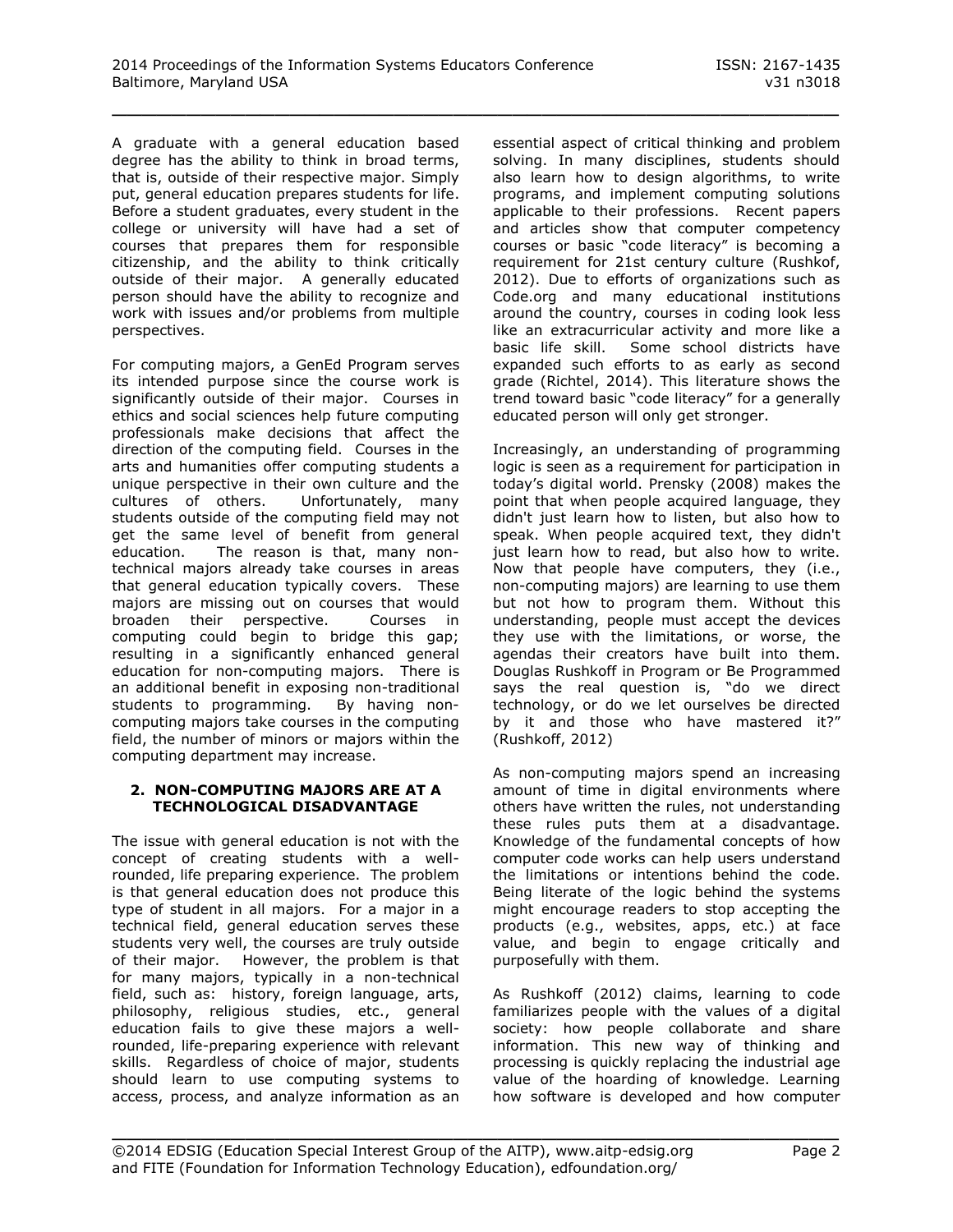A graduate with a general education based degree has the ability to think in broad terms, that is, outside of their respective major. Simply put, general education prepares students for life. Before a student graduates, every student in the college or university will have had a set of courses that prepares them for responsible citizenship, and the ability to think critically outside of their major. A generally educated person should have the ability to recognize and work with issues and/or problems from multiple perspectives.

For computing majors, a GenEd Program serves its intended purpose since the course work is significantly outside of their major. Courses in ethics and social sciences help future computing professionals make decisions that affect the direction of the computing field. Courses in the arts and humanities offer computing students a unique perspective in their own culture and the cultures of others. Unfortunately, many students outside of the computing field may not get the same level of benefit from general education. The reason is that, many non-technical majors already take courses in areas that general education typically covers. These majors are missing out on courses that would broaden their perspective. Courses in computing could begin to bridge this gap; resulting in a significantly enhanced general education for non-computing majors. There is an additional benefit in exposing non-traditional students to programming. By having non-computing majors take courses in the computing field, the number of minors or majors within the computing department may increase.

## 2. NON-COMPUTING MAJORS ARE AT A TECHNOLOGICAL DISADVANTAGE

The issue with general education is not with the concept of creating students with a well-rounded, life preparing experience. The problem is that general education does not produce this type of student in all majors. For a major in a technical field, general education serves these students very well, the courses are truly outside of their major. However, the problem is that for many majors, typically in a non-technical field, such as: history, foreign language, arts, philosophy, religious studies, etc., general education fails to give these majors a well-rounded, life-preparing experience with relevant skills. Regardless of choice of major, students should learn to use computing systems to access, process, and analyze information as an essential aspect of critical thinking and problem solving. In many disciplines, students should also learn how to design algorithms, to write programs, and implement computing solutions applicable to their professions. Recent papers and articles show that computer competency courses or basic "code literacy" is becoming a requirement for 21st century culture (Rushkof, 2012). Due to efforts of organizations such as Code.org and many educational institutions around the country, courses in coding look less like an extracurricular activity and more like a basic life skill. Some school districts have expanded such efforts to as early as second grade (Richtel, 2014). This literature shows the trend toward basic "code literacy" for a generally educated person will only get stronger.

Increasingly, an understanding of programming logic is seen as a requirement for participation in today's digital world. Prensky (2008) makes the point that when people acquired language, they didn't just learn how to listen, but also how to speak. When people acquired text, they didn't just learn how to read, but also how to write. Now that people have computers, they (i.e., non-computing majors) are learning to use them but not how to program them. Without this understanding, people must accept the devices they use with the limitations, or worse, the agendas their creators have built into them. Douglas Rushkoff in Program or Be Programmed says the real question is, "do we direct technology, or do we let ourselves be directed by it and those who have mastered it?" (Rushkoff, 2012)

As non-computing majors spend an increasing amount of time in digital environments where others have written the rules, not understanding these rules puts them at a disadvantage. Knowledge of the fundamental concepts of how computer code works can help users understand the limitations or intentions behind the code. Being literate of the logic behind the systems might encourage readers to stop accepting the products (e.g., websites, apps, etc.) at face value, and begin to engage critically and purposefully with them.

As Rushkoff (2012) claims, learning to code familiarizes people with the values of a digital society: how people collaborate and share information. This new way of thinking and processing is quickly replacing the industrial age value of the hoarding of knowledge. Learning how software is developed and how computer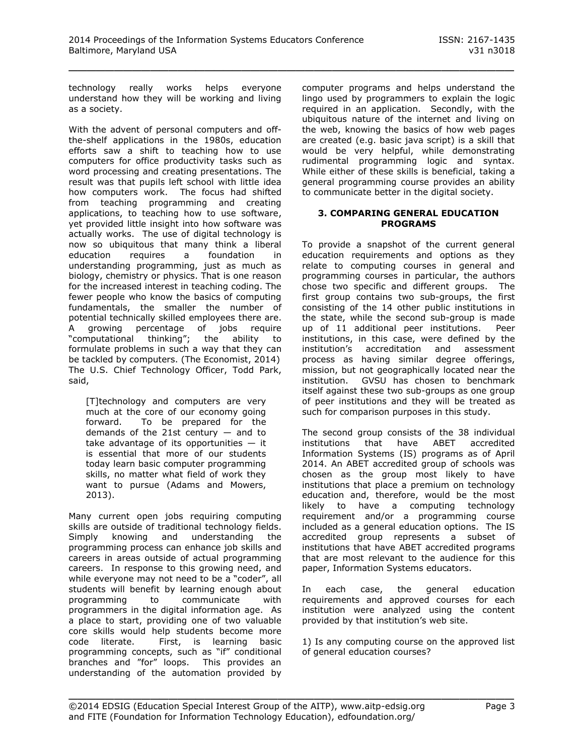technology really works helps everyone understand how they will be working and living as a society.

With the advent of personal computers and off-the-shelf applications in the 1980s, education efforts saw a shift to teaching how to use computers for office productivity tasks such as word processing and creating presentations. The result was that pupils left school with little idea how computers work. The focus had shifted from teaching programming and creating applications, to teaching how to use software, yet provided little insight into how software was actually works. The use of digital technology is now so ubiquitous that many think a liberal education requires a foundation in understanding programming, just as much as biology, chemistry or physics. That is one reason for the increased interest in teaching coding. The fewer people who know the basics of computing fundamentals, the smaller the number of potential technically skilled employees there are. A growing percentage of jobs require "computational thinking"; the ability to formulate problems in such a way that they can be tackled by computers. (The Economist, 2014) The U.S. Chief Technology Officer, Todd Park, said,

> [T]technology and computers are very much at the core of our economy going forward. To be prepared for the demands of the 21st century — and to take advantage of its opportunities — it is essential that more of our students today learn basic computer programming skills, no matter what field of work they want to pursue (Adams and Mowers, 2013).

Many current open jobs requiring computing skills are outside of traditional technology fields. Simply knowing and understanding the programming process can enhance job skills and careers in areas outside of actual programming careers. In response to this growing need, and while everyone may not need to be a "coder", all students will benefit by learning enough about programming to communicate with programmers in the digital information age. As a place to start, providing one of two valuable core skills would help students become more code literate. First, is learning basic programming concepts, such as "if" conditional branches and "for" loops. This provides an understanding of the automation provided by computer programs and helps understand the lingo used by programmers to explain the logic required in an application. Secondly, with the ubiquitous nature of the internet and living on the web, knowing the basics of how web pages are created (e.g. basic java script) is a skill that would be very helpful, while demonstrating rudimental programming logic and syntax. While either of these skills is beneficial, taking a general programming course provides an ability to communicate better in the digital society.

## 3. COMPARING GENERAL EDUCATION PROGRAMS

To provide a snapshot of the current general education requirements and options as they relate to computing courses in general and programming courses in particular, the authors chose two specific and different groups. The first group contains two sub-groups, the first consisting of the 14 other public institutions in the state, while the second sub-group is made up of 11 additional peer institutions. Peer institutions, in this case, were defined by the institution's accreditation and assessment process as having similar degree offerings, mission, but not geographically located near the institution. GVSU has chosen to benchmark itself against these two sub-groups as one group of peer institutions and they will be treated as such for comparison purposes in this study.

The second group consists of the 38 individual institutions that have ABET accredited Information Systems (IS) programs as of April 2014. An ABET accredited group of schools was chosen as the group most likely to have institutions that place a premium on technology education and, therefore, would be the most likely to have a computing technology requirement and/or a programming course included as a general education options. The IS accredited group represents a subset of institutions that have ABET accredited programs that are most relevant to the audience for this paper, Information Systems educators.

In each case, the general education requirements and approved courses for each institution were analyzed using the content provided by that institution's web site.

1) Is any computing course on the approved list of general education courses?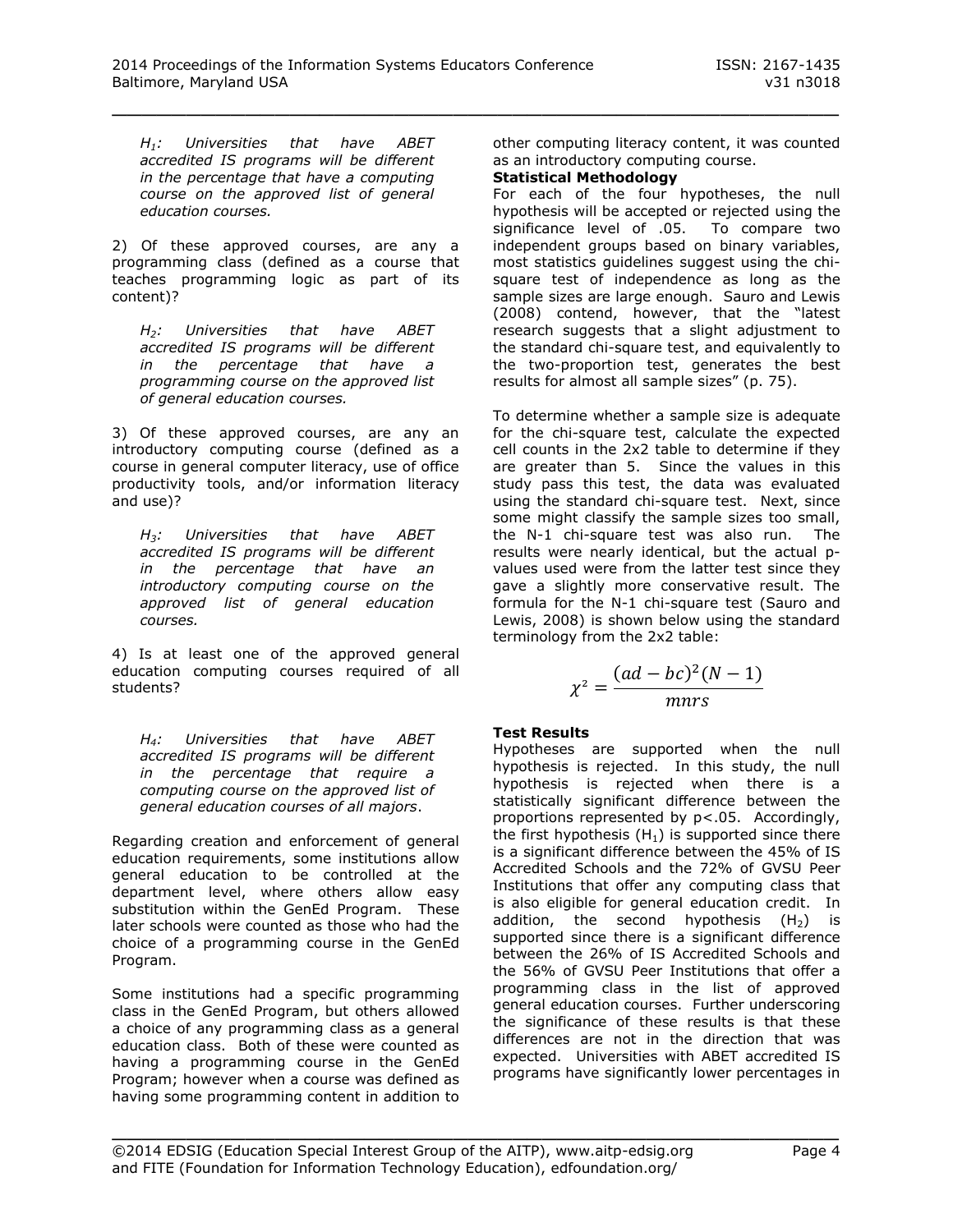*$H_1$: Universities that have ABET accredited IS programs will be different in the percentage that have a computing course on the approved list of general education courses.*

2) Of these approved courses, are any a programming class (defined as a course that teaches programming logic as part of its content)?

*$H_2$: Universities that have ABET accredited IS programs will be different in the percentage that have a programming course on the approved list of general education courses.*

3) Of these approved courses, are any an introductory computing course (defined as a course in general computer literacy, use of office productivity tools, and/or information literacy and use)?

*$H_3$: Universities that have ABET accredited IS programs will be different in the percentage that have an introductory computing course on the approved list of general education courses.*

4) Is at least one of the approved general education computing courses required of all students?

*$H_4$: Universities that have ABET accredited IS programs will be different in the percentage that require a computing course on the approved list of general education courses of all majors*.

Regarding creation and enforcement of general education requirements, some institutions allow general education to be controlled at the department level, where others allow easy substitution within the GenEd Program. These later schools were counted as those who had the choice of a programming course in the GenEd Program.

Some institutions had a specific programming class in the GenEd Program, but others allowed a choice of any programming class as a general education class. Both of these were counted as having a programming course in the GenEd Program; however when a course was defined as having some programming content in addition to other computing literacy content, it was counted as an introductory computing course.

**Statistical Methodology**

For each of the four hypotheses, the null hypothesis will be accepted or rejected using the significance level of .05. To compare two independent groups based on binary variables, most statistics guidelines suggest using the chi-square test of independence as long as the sample sizes are large enough. Sauro and Lewis (2008) contend, however, that the "latest research suggests that a slight adjustment to the standard chi-square test, and equivalently to the two-proportion test, generates the best results for almost all sample sizes" (p. 75).

To determine whether a sample size is adequate for the chi-square test, calculate the expected cell counts in the 2x2 table to determine if they are greater than 5. Since the values in this study pass this test, the data was evaluated using the standard chi-square test. Next, since some might classify the sample sizes too small, the N-1 chi-square test was also run. The results were nearly identical, but the actual p-values used were from the latter test since they gave a slightly more conservative result. The formula for the N-1 chi-square test (Sauro and Lewis, 2008) is shown below using the standard terminology from the 2x2 table:

$$\chi^2 = \frac{(ad - bc)^2(N - 1)}{mnrs}$$

**Test Results**

Hypotheses are supported when the null hypothesis is rejected. In this study, the null hypothesis is rejected when there is a statistically significant difference between the proportions represented by $p<.05$. Accordingly, the first hypothesis ($H_1$) is supported since there is a significant difference between the 45% of IS Accredited Schools and the 72% of GVSU Peer Institutions that offer any computing class that is also eligible for general education credit. In addition, the second hypothesis ($H_2$) is supported since there is a significant difference between the 26% of IS Accredited Schools and the 56% of GVSU Peer Institutions that offer a programming class in the list of approved general education courses. Further underscoring the significance of these results is that these differences are not in the direction that was expected. Universities with ABET accredited IS programs have significantly lower percentages in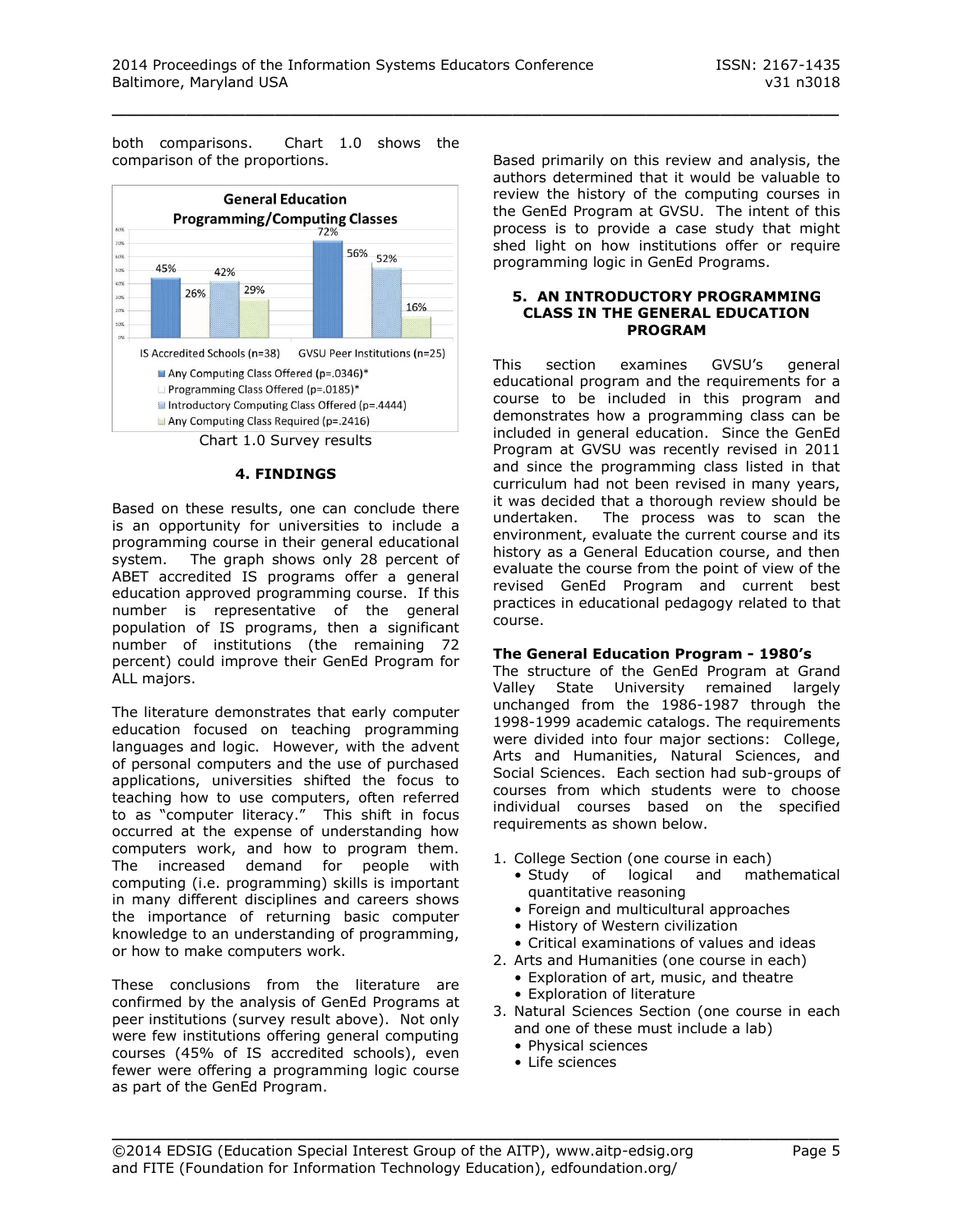both comparisons. Chart 1.0 shows the comparison of the proportions.

Chart 1.0 Survey results

## 4. FINDINGS

Based on these results, one can conclude there is an opportunity for universities to include a programming course in their general educational system. The graph shows only 28 percent of ABET accredited IS programs offer a general education approved programming course. If this number is representative of the general population of IS programs, then a significant number of institutions (the remaining 72 percent) could improve their GenEd Program for ALL majors.

The literature demonstrates that early computer education focused on teaching programming languages and logic. However, with the advent of personal computers and the use of purchased applications, universities shifted the focus to teaching how to use computers, often referred to as "computer literacy." This shift in focus occurred at the expense of understanding how computers work, and how to program them. The increased demand for people with computing (i.e. programming) skills is important in many different disciplines and careers shows the importance of returning basic computer knowledge to an understanding of programming, or how to make computers work.

These conclusions from the literature are confirmed by the analysis of GenEd Programs at peer institutions (survey result above). Not only were few institutions offering general computing courses (45% of IS accredited schools), even fewer were offering a programming logic course as part of the GenEd Program.

Based primarily on this review and analysis, the authors determined that it would be valuable to review the history of the computing courses in the GenEd Program at GVSU. The intent of this process is to provide a case study that might shed light on how institutions offer or require programming logic in GenEd Programs.

## 5. AN INTRODUCTORY PROGRAMMING CLASS IN THE GENERAL EDUCATION PROGRAM

This section examines GVSU's general educational program and the requirements for a course to be included in this program and demonstrates how a programming class can be included in general education. Since the GenEd Program at GVSU was recently revised in 2011 and since the programming class listed in that curriculum had not been revised in many years, it was decided that a thorough review should be undertaken. The process was to scan the environment, evaluate the current course and its history as a General Education course, and then evaluate the course from the point of view of the revised GenEd Program and current best practices in educational pedagogy related to that course.

**The General Education Program - 1980's**

The structure of the GenEd Program at Grand Valley State University remained largely unchanged from the 1986-1987 through the 1998-1999 academic catalogs. The requirements were divided into four major sections: College, Arts and Humanities, Natural Sciences, and Social Sciences. Each section had sub-groups of courses from which students were to choose individual courses based on the specified requirements as shown below.

1. College Section (one course in each)
   - Study of logical and mathematical quantitative reasoning
   - Foreign and multicultural approaches
   - History of Western civilization
   - Critical examinations of values and ideas
2. Arts and Humanities (one course in each)
   - Exploration of art, music, and theatre
   - Exploration of literature
3. Natural Sciences Section (one course in each and one of these must include a lab)
   - Physical sciences
   - Life sciences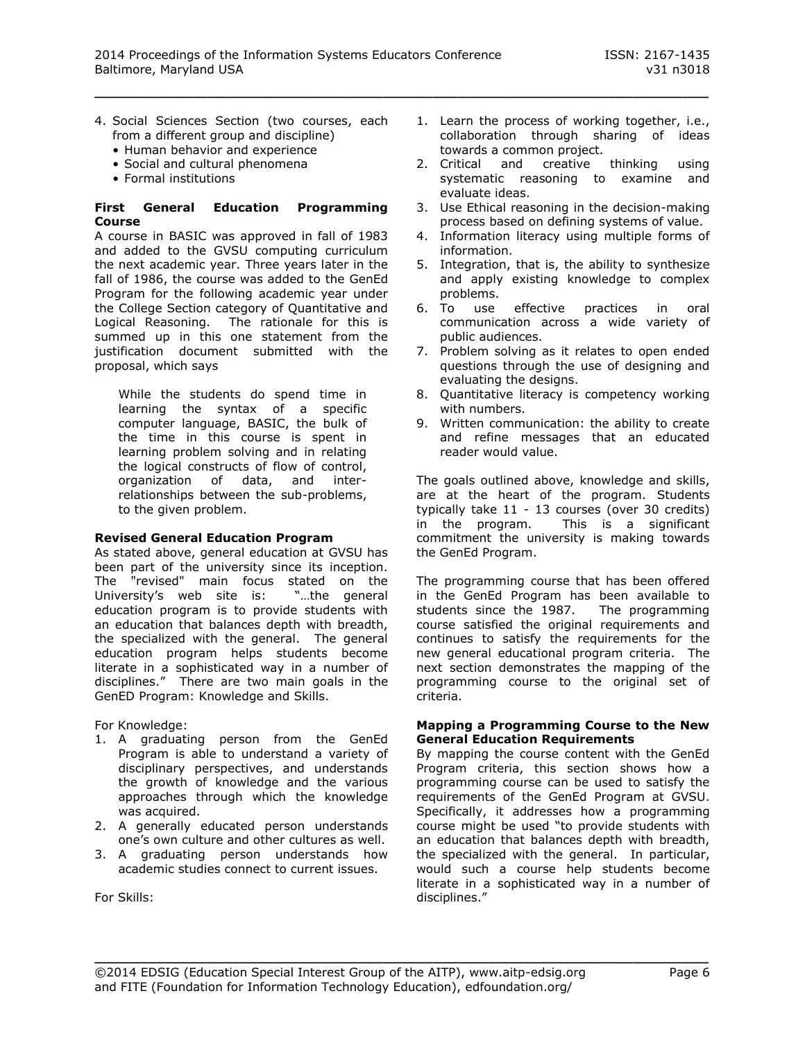4. Social Sciences Section (two courses, each from a different group and discipline)
    - Human behavior and experience
    - Social and cultural phenomena
    - Formal institutions

**First General Education Programming Course**

A course in BASIC was approved in fall of 1983 and added to the GVSU computing curriculum the next academic year. Three years later in the fall of 1986, the course was added to the GenEd Program for the following academic year under the College Section category of Quantitative and Logical Reasoning. The rationale for this is summed up in this one statement from the justification document submitted with the proposal, which says

> While the students do spend time in learning the syntax of a specific computer language, BASIC, the bulk of the time in this course is spent in learning problem solving and in relating the logical constructs of flow of control, organization of data, and inter-relationships between the sub-problems, to the given problem.

**Revised General Education Program**

As stated above, general education at GVSU has been part of the university since its inception. The "revised" main focus stated on the University's web site is: "…the general education program is to provide students with an education that balances depth with breadth, the specialized with the general. The general education program helps students become literate in a sophisticated way in a number of disciplines." There are two main goals in the GenED Program: Knowledge and Skills.

For Knowledge:

1. A graduating person from the GenEd Program is able to understand a variety of disciplinary perspectives, and understands the growth of knowledge and the various approaches through which the knowledge was acquired.
2. A generally educated person understands one's own culture and other cultures as well.
3. A graduating person understands how academic studies connect to current issues.

For Skills:

1. Learn the process of working together, i.e., collaboration through sharing of ideas towards a common project.
2. Critical and creative thinking using systematic reasoning to examine and evaluate ideas.
3. Use Ethical reasoning in the decision-making process based on defining systems of value.
4. Information literacy using multiple forms of information.
5. Integration, that is, the ability to synthesize and apply existing knowledge to complex problems.
6. To use effective practices in oral communication across a wide variety of public audiences.
7. Problem solving as it relates to open ended questions through the use of designing and evaluating the designs.
8. Quantitative literacy is competency working with numbers.
9. Written communication: the ability to create and refine messages that an educated reader would value.

The goals outlined above, knowledge and skills, are at the heart of the program. Students typically take 11 - 13 courses (over 30 credits) in the program. This is a significant commitment the university is making towards the GenEd Program.

The programming course that has been offered in the GenEd Program has been available to students since the 1987. The programming course satisfied the original requirements and continues to satisfy the requirements for the new general educational program criteria. The next section demonstrates the mapping of the programming course to the original set of criteria.

**Mapping a Programming Course to the New General Education Requirements**

By mapping the course content with the GenEd Program criteria, this section shows how a programming course can be used to satisfy the requirements of the GenEd Program at GVSU. Specifically, it addresses how a programming course might be used "to provide students with an education that balances depth with breadth, the specialized with the general. In particular, would such a course help students become literate in a sophisticated way in a number of disciplines."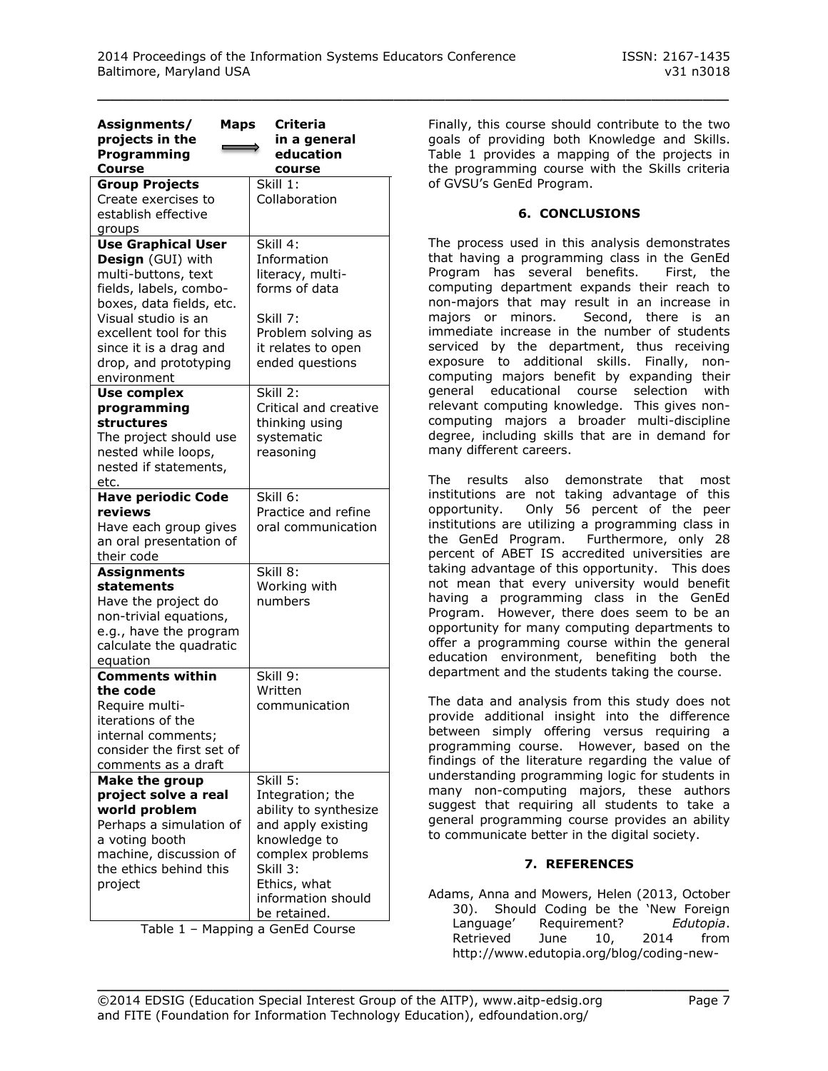| **Assignments/ projects in the Programming Course** Maps ⟹ | **Criteria in a general education course** |
|---|---|
| **Group Projects** Create exercises to establish effective groups | Skill 1: Collaboration |
| **Use Graphical User Design** (GUI) with multi-buttons, text fields, labels, combo-boxes, data fields, etc. Visual studio is an excellent tool for this since it is a drag and drop, and prototyping environment | Skill 4: Information literacy, multi-forms of data<br><br>Skill 7: Problem solving as it relates to open ended questions |
| **Use complex programming structures** The project should use nested while loops, nested if statements, etc. | Skill 2: Critical and creative thinking using systematic reasoning |
| **Have periodic Code reviews** Have each group gives an oral presentation of their code | Skill 6: Practice and refine oral communication |
| **Assignments statements** Have the project do non-trivial equations, e.g., have the program calculate the quadratic equation | Skill 8: Working with numbers |
| **Comments within the code** Require multi-iterations of the internal comments; consider the first set of comments as a draft | Skill 9: Written communication |
| **Make the group project solve a real world problem** Perhaps a simulation of a voting booth machine, discussion of the ethics behind this project | Skill 5: Integration; the ability to synthesize and apply existing knowledge to complex problems<br>Skill 3: Ethics, what information should be retained. |

Table 1 – Mapping a GenEd Course

Finally, this course should contribute to the two goals of providing both Knowledge and Skills. Table 1 provides a mapping of the projects in the programming course with the Skills criteria of GVSU's GenEd Program.

## 6. CONCLUSIONS

The process used in this analysis demonstrates that having a programming class in the GenEd Program has several benefits. First, the computing department expands their reach to non-majors that may result in an increase in majors or minors. Second, there is an immediate increase in the number of students serviced by the department, thus receiving exposure to additional skills. Finally, non-computing majors benefit by expanding their general educational course selection with relevant computing knowledge. This gives non-computing majors a broader multi-discipline degree, including skills that are in demand for many different careers.

The results also demonstrate that most institutions are not taking advantage of this opportunity. Only 56 percent of the peer institutions are utilizing a programming class in the GenEd Program. Furthermore, only 28 percent of ABET IS accredited universities are taking advantage of this opportunity. This does not mean that every university would benefit having a programming class in the GenEd Program. However, there does seem to be an opportunity for many computing departments to offer a programming course within the general education environment, benefiting both the department and the students taking the course.

The data and analysis from this study does not provide additional insight into the difference between simply offering versus requiring a programming course. However, based on the findings of the literature regarding the value of understanding programming logic for students in many non-computing majors, these authors suggest that requiring all students to take a general programming course provides an ability to communicate better in the digital society.

## 7. REFERENCES

Adams, Anna and Mowers, Helen (2013, October 30). Should Coding be the 'New Foreign Language' Requirement? *Edutopia*. Retrieved June 10, 2014 from http://www.edutopia.org/blog/coding-new-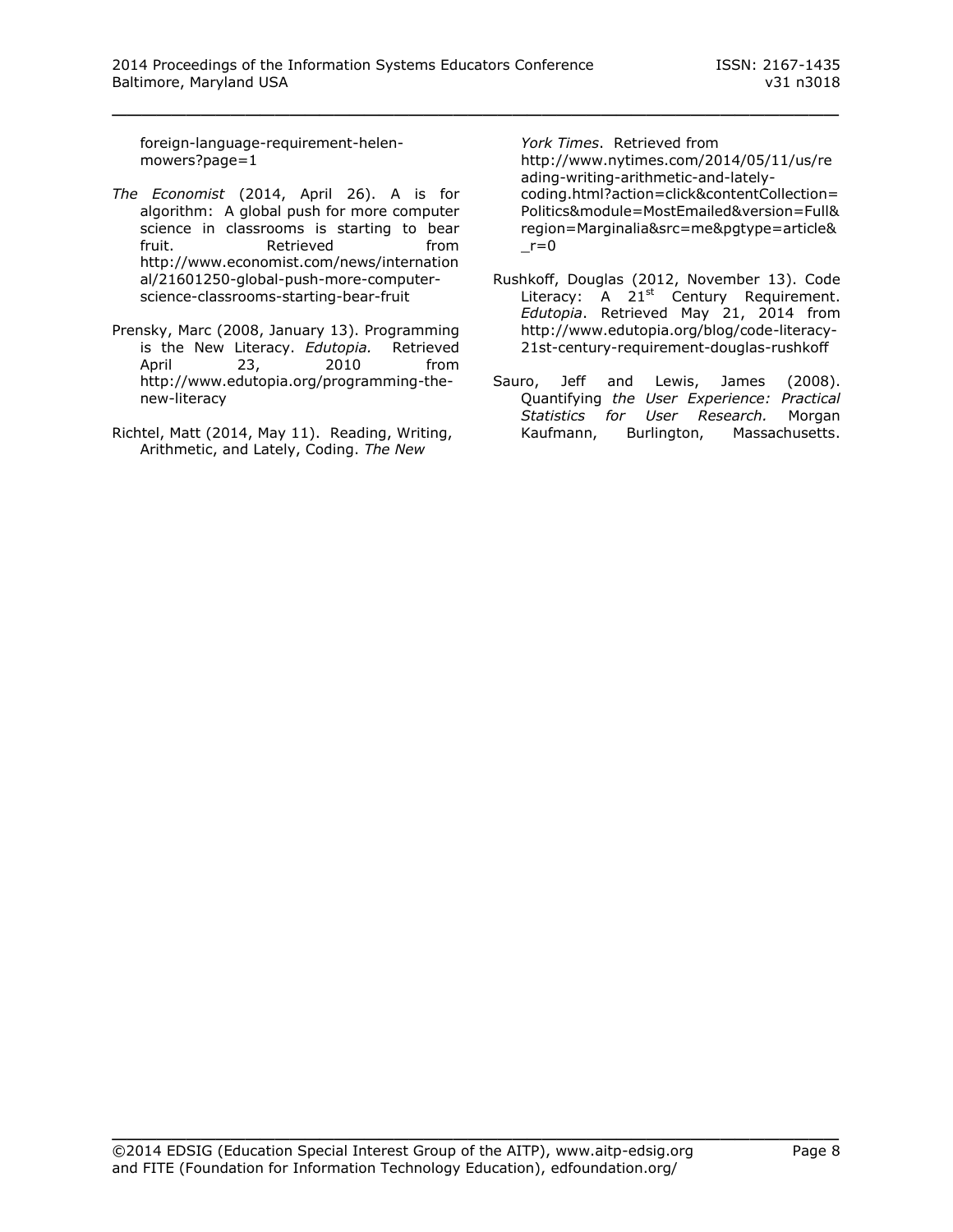foreign-language-requirement-helen-mowers?page=1

*The Economist* (2014, April 26). A is for algorithm: A global push for more computer science in classrooms is starting to bear fruit. Retrieved from http://www.economist.com/news/international/21601250-global-push-more-computer-science-classrooms-starting-bear-fruit

Prensky, Marc (2008, January 13). Programming is the New Literacy. *Edutopia.* Retrieved April 23, 2010 from http://www.edutopia.org/programming-the-new-literacy

Richtel, Matt (2014, May 11). Reading, Writing, Arithmetic, and Lately, Coding. *The New York Times*. Retrieved from http://www.nytimes.com/2014/05/11/us/reading-writing-arithmetic-and-lately-coding.html?action=click&contentCollection=Politics&module=MostEmailed&version=Full&region=Marginalia&src=me&pgtype=article&_r=0

Rushkoff, Douglas (2012, November 13). Code Literacy: A 21st Century Requirement. *Edutopia*. Retrieved May 21, 2014 from http://www.edutopia.org/blog/code-literacy-21st-century-requirement-douglas-rushkoff

Sauro, Jeff and Lewis, James (2008). Quantifying *the User Experience: Practical Statistics for User Research.* Morgan Kaufmann, Burlington, Massachusetts.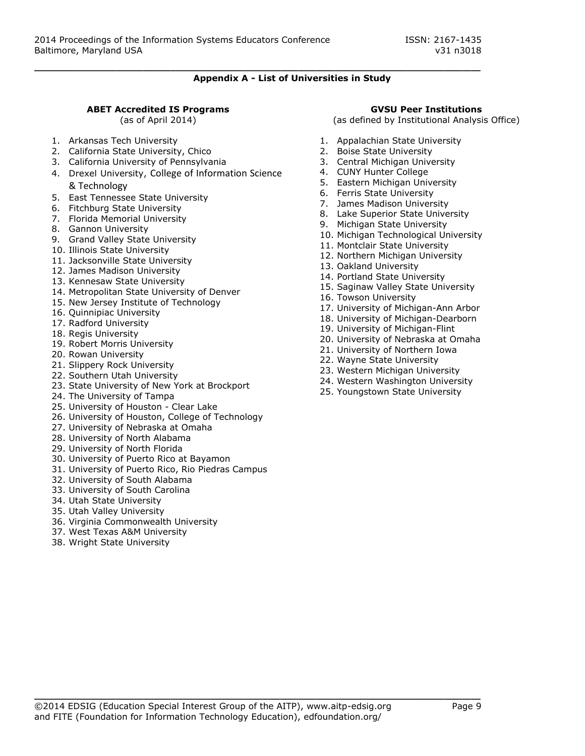## Appendix A - List of Universities in Study

### ABET Accredited IS Programs

(as of April 2014)

1. Arkansas Tech University
2. California State University, Chico
3. California University of Pennsylvania
4. Drexel University, College of Information Science & Technology
5. East Tennessee State University
6. Fitchburg State University
7. Florida Memorial University
8. Gannon University
9. Grand Valley State University
10. Illinois State University
11. Jacksonville State University
12. James Madison University
13. Kennesaw State University
14. Metropolitan State University of Denver
15. New Jersey Institute of Technology
16. Quinnipiac University
17. Radford University
18. Regis University
19. Robert Morris University
20. Rowan University
21. Slippery Rock University
22. Southern Utah University
23. State University of New York at Brockport
24. The University of Tampa
25. University of Houston - Clear Lake
26. University of Houston, College of Technology
27. University of Nebraska at Omaha
28. University of North Alabama
29. University of North Florida
30. University of Puerto Rico at Bayamon
31. University of Puerto Rico, Rio Piedras Campus
32. University of South Alabama
33. University of South Carolina
34. Utah State University
35. Utah Valley University
36. Virginia Commonwealth University
37. West Texas A&M University
38. Wright State University

### GVSU Peer Institutions

(as defined by Institutional Analysis Office)

1. Appalachian State University
2. Boise State University
3. Central Michigan University
4. CUNY Hunter College
5. Eastern Michigan University
6. Ferris State University
7. James Madison University
8. Lake Superior State University
9. Michigan State University
10. Michigan Technological University
11. Montclair State University
12. Northern Michigan University
13. Oakland University
14. Portland State University
15. Saginaw Valley State University
16. Towson University
17. University of Michigan-Ann Arbor
18. University of Michigan-Dearborn
19. University of Michigan-Flint
20. University of Nebraska at Omaha
21. University of Northern Iowa
22. Wayne State University
23. Western Michigan University
24. Western Washington University
25. Youngstown State University